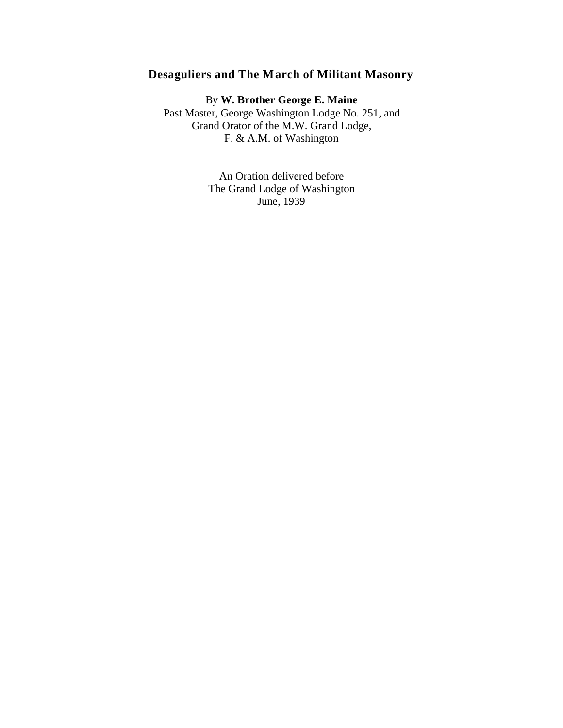# Desaguliers and The March of Militant Masonry

By **W. Brother George E. Maine**
Past Master, George Washington Lodge No. 251, and
Grand Orator of the M.W. Grand Lodge,
F. & A.M. of Washington

An Oration delivered before
The Grand Lodge of Washington
June, 1939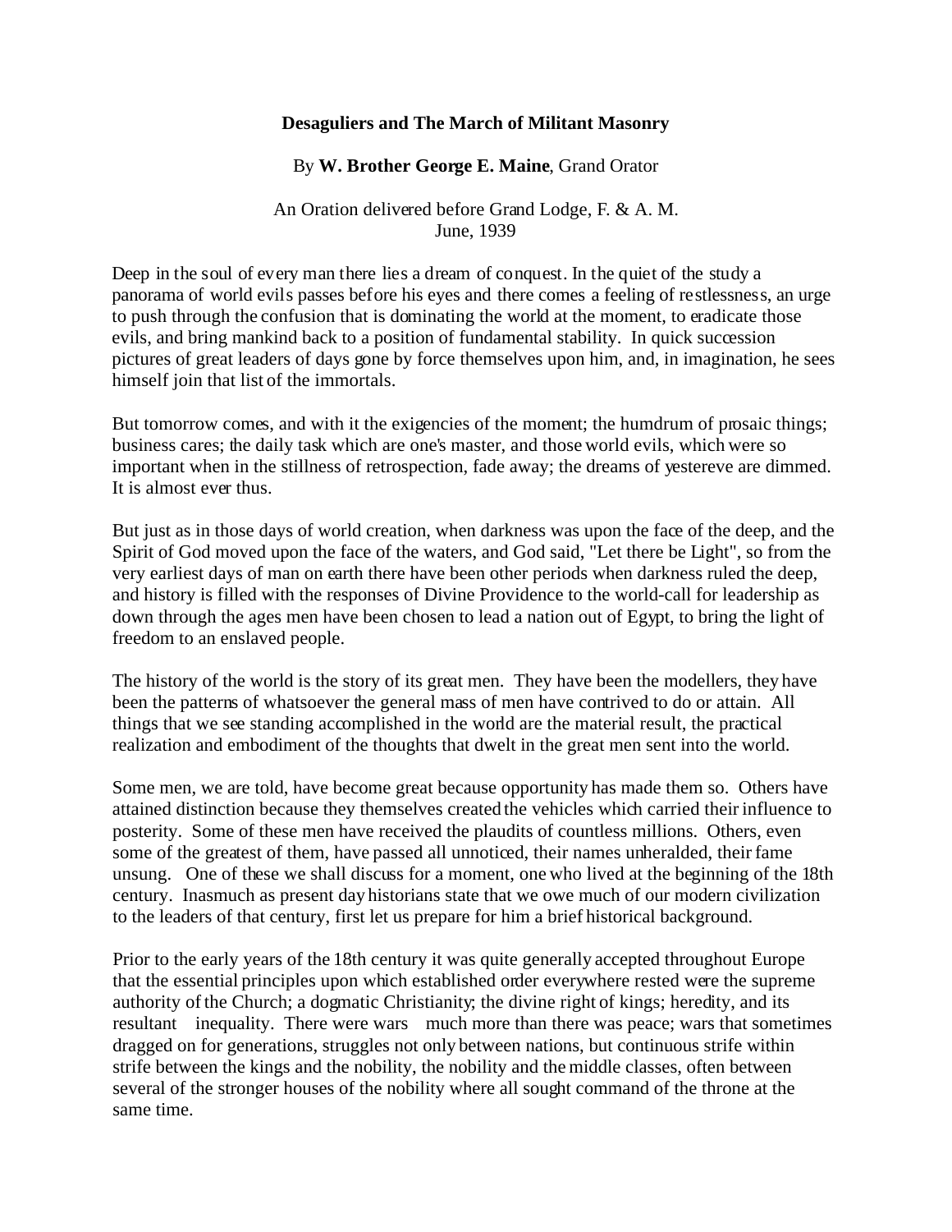**Desaguliers and The March of Militant Masonry**

By **W. Brother George E. Maine**, Grand Orator

An Oration delivered before Grand Lodge, F. & A. M.
June, 1939

Deep in the soul of every man there lies a dream of conquest. In the quiet of the study a panorama of world evils passes before his eyes and there comes a feeling of restlessness, an urge to push through the confusion that is dominating the world at the moment, to eradicate those evils, and bring mankind back to a position of fundamental stability. In quick succession pictures of great leaders of days gone by force themselves upon him, and, in imagination, he sees himself join that list of the immortals.

But tomorrow comes, and with it the exigencies of the moment; the humdrum of prosaic things; business cares; the daily task which are one's master, and those world evils, which were so important when in the stillness of retrospection, fade away; the dreams of yestereve are dimmed. It is almost ever thus.

But just as in those days of world creation, when darkness was upon the face of the deep, and the Spirit of God moved upon the face of the waters, and God said, "Let there be Light", so from the very earliest days of man on earth there have been other periods when darkness ruled the deep, and history is filled with the responses of Divine Providence to the world-call for leadership as down through the ages men have been chosen to lead a nation out of Egypt, to bring the light of freedom to an enslaved people.

The history of the world is the story of its great men. They have been the modellers, they have been the patterns of whatsoever the general mass of men have contrived to do or attain. All things that we see standing accomplished in the world are the material result, the practical realization and embodiment of the thoughts that dwelt in the great men sent into the world.

Some men, we are told, have become great because opportunity has made them so. Others have attained distinction because they themselves created the vehicles which carried their influence to posterity. Some of these men have received the plaudits of countless millions. Others, even some of the greatest of them, have passed all unnoticed, their names unheralded, their fame unsung. One of these we shall discuss for a moment, one who lived at the beginning of the 18th century. Inasmuch as present day historians state that we owe much of our modern civilization to the leaders of that century, first let us prepare for him a brief historical background.

Prior to the early years of the 18th century it was quite generally accepted throughout Europe that the essential principles upon which established order everywhere rested were the supreme authority of the Church; a dogmatic Christianity; the divine right of kings; heredity, and its resultant inequality. There were wars much more than there was peace; wars that sometimes dragged on for generations, struggles not only between nations, but continuous strife within strife between the kings and the nobility, the nobility and the middle classes, often between several of the stronger houses of the nobility where all sought command of the throne at the same time.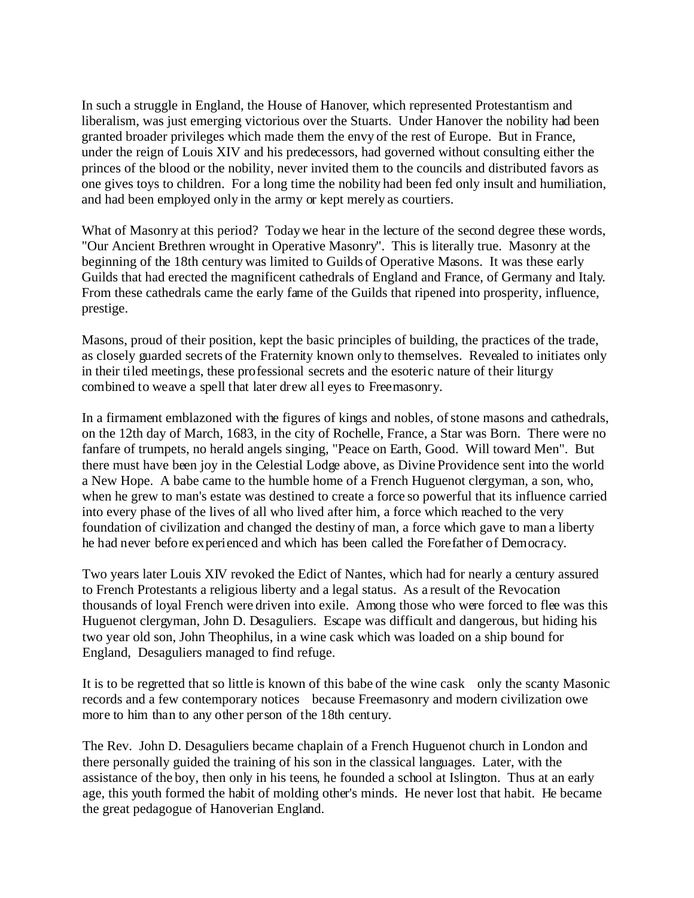In such a struggle in England, the House of Hanover, which represented Protestantism and liberalism, was just emerging victorious over the Stuarts. Under Hanover the nobility had been granted broader privileges which made them the envy of the rest of Europe. But in France, under the reign of Louis XIV and his predecessors, had governed without consulting either the princes of the blood or the nobility, never invited them to the councils and distributed favors as one gives toys to children. For a long time the nobility had been fed only insult and humiliation, and had been employed only in the army or kept merely as courtiers.

What of Masonry at this period? Today we hear in the lecture of the second degree these words, "Our Ancient Brethren wrought in Operative Masonry". This is literally true. Masonry at the beginning of the 18th century was limited to Guilds of Operative Masons. It was these early Guilds that had erected the magnificent cathedrals of England and France, of Germany and Italy. From these cathedrals came the early fame of the Guilds that ripened into prosperity, influence, prestige.

Masons, proud of their position, kept the basic principles of building, the practices of the trade, as closely guarded secrets of the Fraternity known only to themselves. Revealed to initiates only in their tiled meetings, these professional secrets and the esoteric nature of their liturgy combined to weave a spell that later drew all eyes to Freemasonry.

In a firmament emblazoned with the figures of kings and nobles, of stone masons and cathedrals, on the 12th day of March, 1683, in the city of Rochelle, France, a Star was Born. There were no fanfare of trumpets, no herald angels singing, "Peace on Earth, Good. Will toward Men". But there must have been joy in the Celestial Lodge above, as Divine Providence sent into the world a New Hope. A babe came to the humble home of a French Huguenot clergyman, a son, who, when he grew to man's estate was destined to create a force so powerful that its influence carried into every phase of the lives of all who lived after him, a force which reached to the very foundation of civilization and changed the destiny of man, a force which gave to man a liberty he had never before experienced and which has been called the Forefather of Democracy.

Two years later Louis XIV revoked the Edict of Nantes, which had for nearly a century assured to French Protestants a religious liberty and a legal status. As a result of the Revocation thousands of loyal French were driven into exile. Among those who were forced to flee was this Huguenot clergyman, John D. Desaguliers. Escape was difficult and dangerous, but hiding his two year old son, John Theophilus, in a wine cask which was loaded on a ship bound for England, Desaguliers managed to find refuge.

It is to be regretted that so little is known of this babe of the wine cask only the scanty Masonic records and a few contemporary notices because Freemasonry and modern civilization owe more to him than to any other person of the 18th century.

The Rev. John D. Desaguliers became chaplain of a French Huguenot church in London and there personally guided the training of his son in the classical languages. Later, with the assistance of the boy, then only in his teens, he founded a school at Islington. Thus at an early age, this youth formed the habit of molding other's minds. He never lost that habit. He became the great pedagogue of Hanoverian England.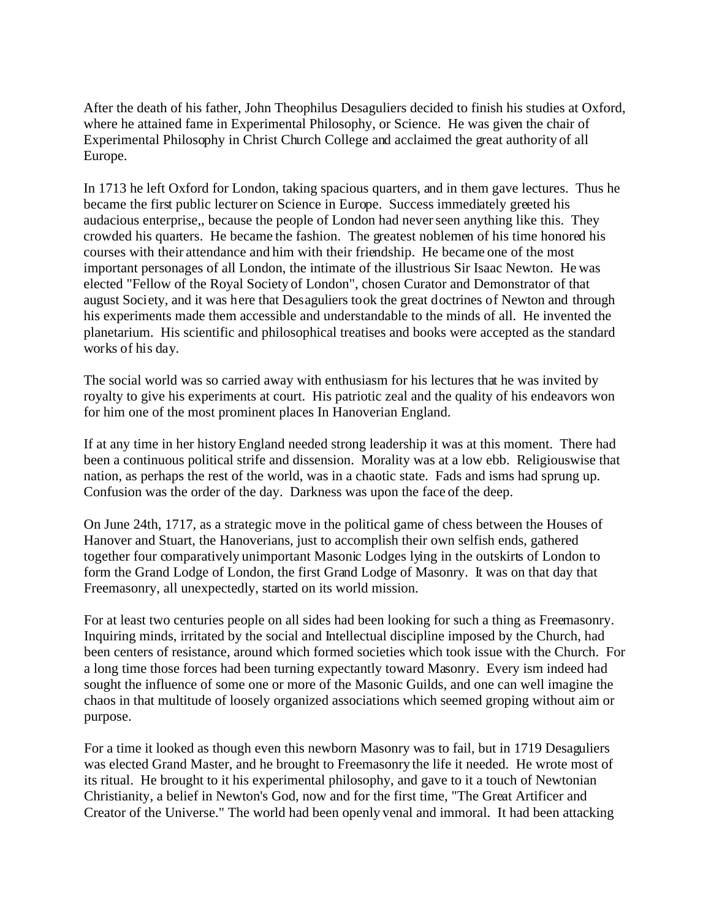After the death of his father, John Theophilus Desaguliers decided to finish his studies at Oxford, where he attained fame in Experimental Philosophy, or Science. He was given the chair of Experimental Philosophy in Christ Church College and acclaimed the great authority of all Europe.

In 1713 he left Oxford for London, taking spacious quarters, and in them gave lectures. Thus he became the first public lecturer on Science in Europe. Success immediately greeted his audacious enterprise,, because the people of London had never seen anything like this. They crowded his quarters. He became the fashion. The greatest noblemen of his time honored his courses with their attendance and him with their friendship. He became one of the most important personages of all London, the intimate of the illustrious Sir Isaac Newton. He was elected "Fellow of the Royal Society of London", chosen Curator and Demonstrator of that august Society, and it was here that Desaguliers took the great doctrines of Newton and through his experiments made them accessible and understandable to the minds of all. He invented the planetarium. His scientific and philosophical treatises and books were accepted as the standard works of his day.

The social world was so carried away with enthusiasm for his lectures that he was invited by royalty to give his experiments at court. His patriotic zeal and the quality of his endeavors won for him one of the most prominent places In Hanoverian England.

If at any time in her history England needed strong leadership it was at this moment. There had been a continuous political strife and dissension. Morality was at a low ebb. Religiouswise that nation, as perhaps the rest of the world, was in a chaotic state. Fads and isms had sprung up. Confusion was the order of the day. Darkness was upon the face of the deep.

On June 24th, 1717, as a strategic move in the political game of chess between the Houses of Hanover and Stuart, the Hanoverians, just to accomplish their own selfish ends, gathered together four comparatively unimportant Masonic Lodges lying in the outskirts of London to form the Grand Lodge of London, the first Grand Lodge of Masonry. It was on that day that Freemasonry, all unexpectedly, started on its world mission.

For at least two centuries people on all sides had been looking for such a thing as Freemasonry. Inquiring minds, irritated by the social and Intellectual discipline imposed by the Church, had been centers of resistance, around which formed societies which took issue with the Church. For a long time those forces had been turning expectantly toward Masonry. Every ism indeed had sought the influence of some one or more of the Masonic Guilds, and one can well imagine the chaos in that multitude of loosely organized associations which seemed groping without aim or purpose.

For a time it looked as though even this newborn Masonry was to fail, but in 1719 Desaguliers was elected Grand Master, and he brought to Freemasonry the life it needed. He wrote most of its ritual. He brought to it his experimental philosophy, and gave to it a touch of Newtonian Christianity, a belief in Newton's God, now and for the first time, "The Great Artificer and Creator of the Universe." The world had been openly venal and immoral. It had been attacking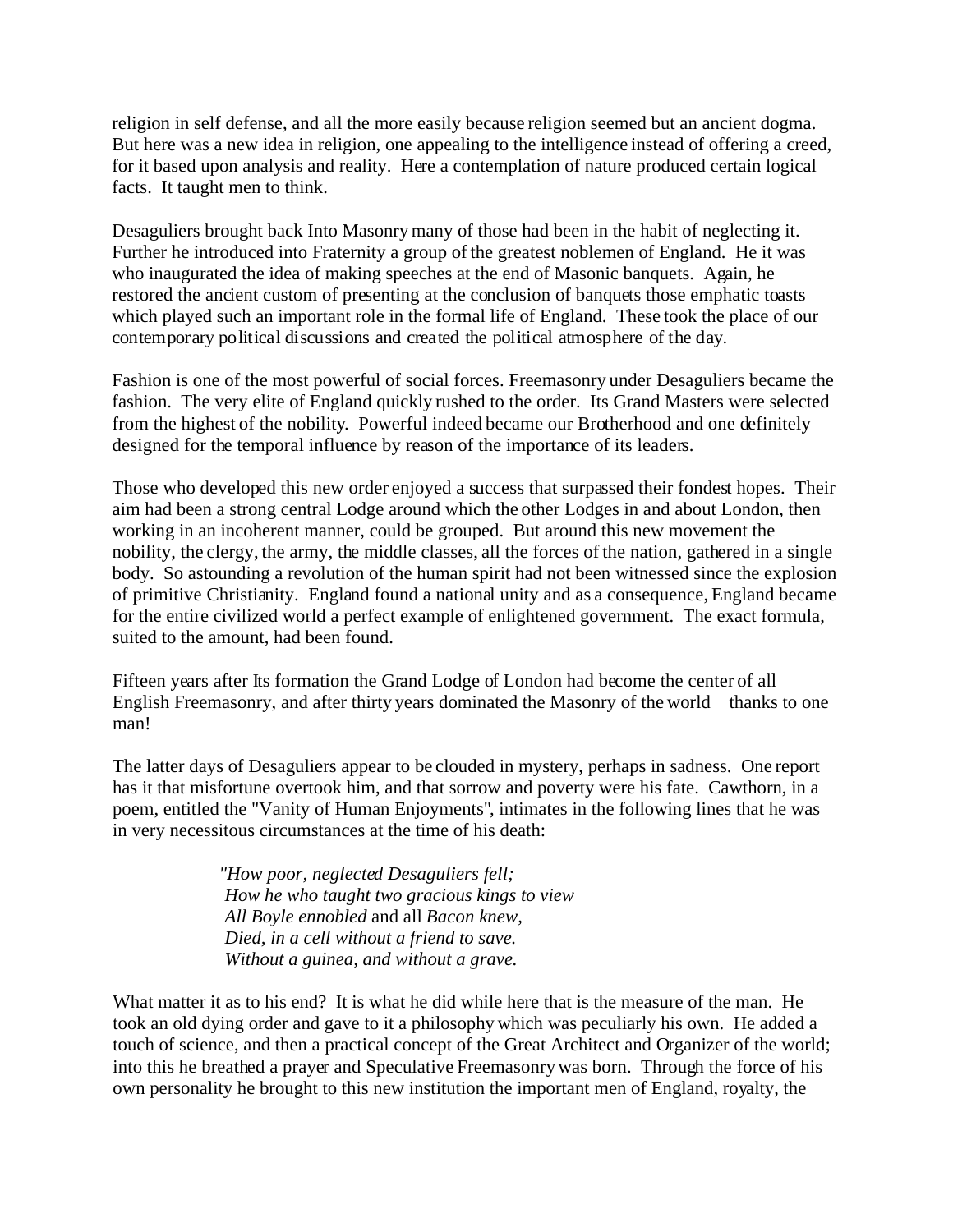religion in self defense, and all the more easily because religion seemed but an ancient dogma. But here was a new idea in religion, one appealing to the intelligence instead of offering a creed, for it based upon analysis and reality. Here a contemplation of nature produced certain logical facts. It taught men to think.

Desaguliers brought back Into Masonry many of those had been in the habit of neglecting it. Further he introduced into Fraternity a group of the greatest noblemen of England. He it was who inaugurated the idea of making speeches at the end of Masonic banquets. Again, he restored the ancient custom of presenting at the conclusion of banquets those emphatic toasts which played such an important role in the formal life of England. These took the place of our contemporary political discussions and created the political atmosphere of the day.

Fashion is one of the most powerful of social forces. Freemasonry under Desaguliers became the fashion. The very elite of England quickly rushed to the order. Its Grand Masters were selected from the highest of the nobility. Powerful indeed became our Brotherhood and one definitely designed for the temporal influence by reason of the importance of its leaders.

Those who developed this new order enjoyed a success that surpassed their fondest hopes. Their aim had been a strong central Lodge around which the other Lodges in and about London, then working in an incoherent manner, could be grouped. But around this new movement the nobility, the clergy, the army, the middle classes, all the forces of the nation, gathered in a single body. So astounding a revolution of the human spirit had not been witnessed since the explosion of primitive Christianity. England found a national unity and as a consequence, England became for the entire civilized world a perfect example of enlightened government. The exact formula, suited to the amount, had been found.

Fifteen years after Its formation the Grand Lodge of London had become the center of all English Freemasonry, and after thirty years dominated the Masonry of the world thanks to one man!

The latter days of Desaguliers appear to be clouded in mystery, perhaps in sadness. One report has it that misfortune overtook him, and that sorrow and poverty were his fate. Cawthorn, in a poem, entitled the "Vanity of Human Enjoyments", intimates in the following lines that he was in very necessitous circumstances at the time of his death:

> *"How poor, neglected Desaguliers fell;*
> *How he who taught two gracious kings to view*
> *All Boyle ennobled* and all *Bacon knew,*
> *Died, in a cell without a friend to save.*
> *Without a guinea, and without a grave.*

What matter it as to his end? It is what he did while here that is the measure of the man. He took an old dying order and gave to it a philosophy which was peculiarly his own. He added a touch of science, and then a practical concept of the Great Architect and Organizer of the world; into this he breathed a prayer and Speculative Freemasonry was born. Through the force of his own personality he brought to this new institution the important men of England, royalty, the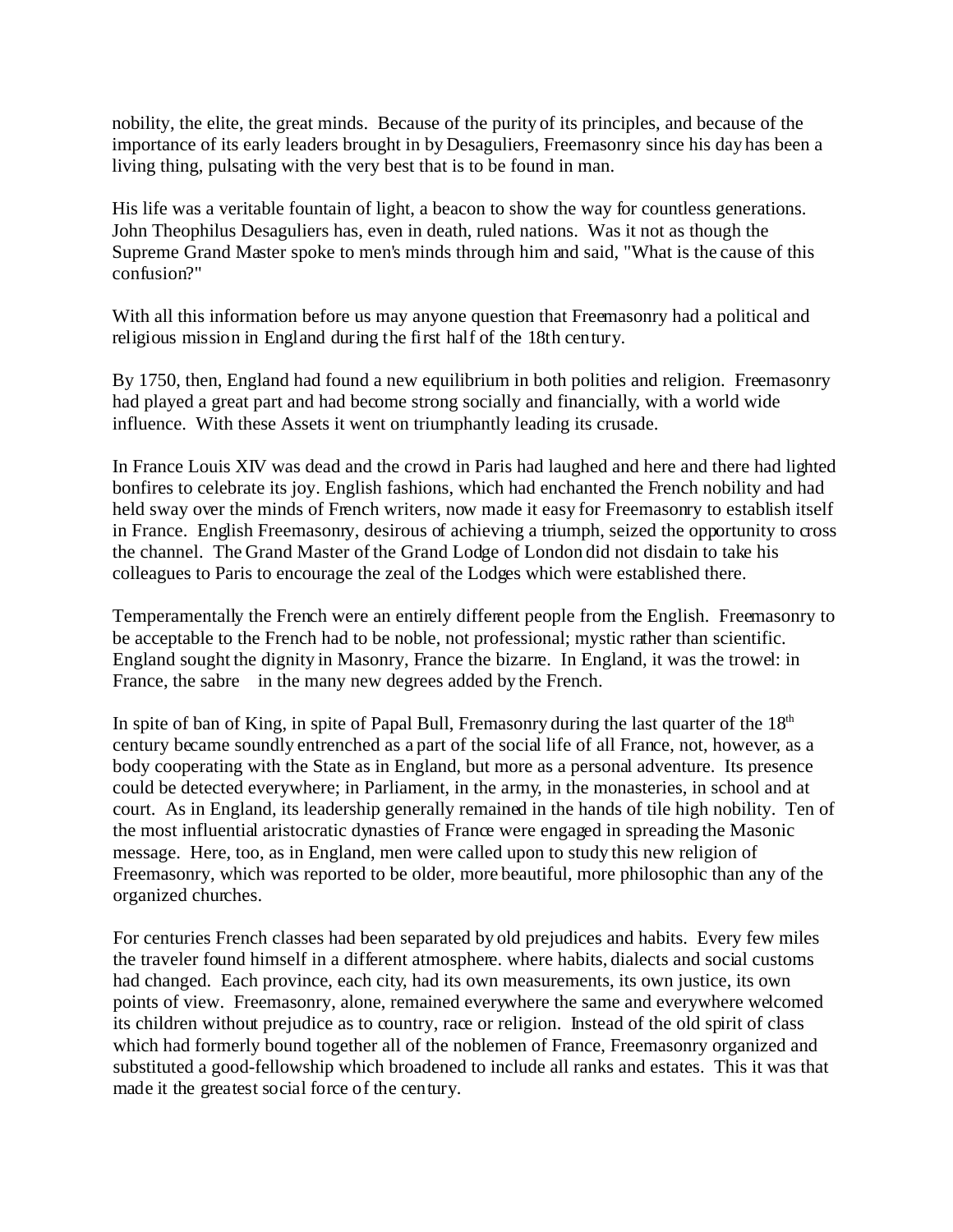nobility, the elite, the great minds. Because of the purity of its principles, and because of the importance of its early leaders brought in by Desaguliers, Freemasonry since his day has been a living thing, pulsating with the very best that is to be found in man.

His life was a veritable fountain of light, a beacon to show the way for countless generations. John Theophilus Desaguliers has, even in death, ruled nations. Was it not as though the Supreme Grand Master spoke to men's minds through him and said, "What is the cause of this confusion?"

With all this information before us may anyone question that Freemasonry had a political and religious mission in England during the first half of the 18th century.

By 1750, then, England had found a new equilibrium in both polities and religion. Freemasonry had played a great part and had become strong socially and financially, with a world wide influence. With these Assets it went on triumphantly leading its crusade.

In France Louis XIV was dead and the crowd in Paris had laughed and here and there had lighted bonfires to celebrate its joy. English fashions, which had enchanted the French nobility and had held sway over the minds of French writers, now made it easy for Freemasonry to establish itself in France. English Freemasonry, desirous of achieving a triumph, seized the opportunity to cross the channel. The Grand Master of the Grand Lodge of London did not disdain to take his colleagues to Paris to encourage the zeal of the Lodges which were established there.

Temperamentally the French were an entirely different people from the English. Freemasonry to be acceptable to the French had to be noble, not professional; mystic rather than scientific. England sought the dignity in Masonry, France the bizarre. In England, it was the trowel: in France, the sabre in the many new degrees added by the French.

In spite of ban of King, in spite of Papal Bull, Fremasonry during the last quarter of the 18th century became soundly entrenched as a part of the social life of all France, not, however, as a body cooperating with the State as in England, but more as a personal adventure. Its presence could be detected everywhere; in Parliament, in the army, in the monasteries, in school and at court. As in England, its leadership generally remained in the hands of tile high nobility. Ten of the most influential aristocratic dynasties of France were engaged in spreading the Masonic message. Here, too, as in England, men were called upon to study this new religion of Freemasonry, which was reported to be older, more beautiful, more philosophic than any of the organized churches.

For centuries French classes had been separated by old prejudices and habits. Every few miles the traveler found himself in a different atmosphere. where habits, dialects and social customs had changed. Each province, each city, had its own measurements, its own justice, its own points of view. Freemasonry, alone, remained everywhere the same and everywhere welcomed its children without prejudice as to country, race or religion. Instead of the old spirit of class which had formerly bound together all of the noblemen of France, Freemasonry organized and substituted a good-fellowship which broadened to include all ranks and estates. This it was that made it the greatest social force of the century.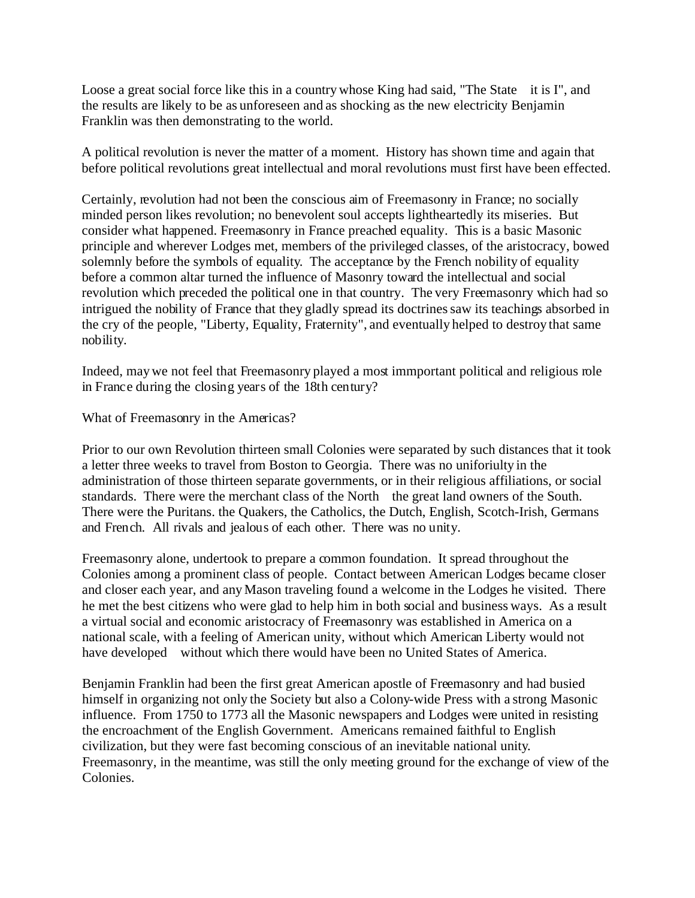Loose a great social force like this in a country whose King had said, "The State  it is I", and the results are likely to be as unforeseen and as shocking as the new electricity Benjamin Franklin was then demonstrating to the world.

A political revolution is never the matter of a moment. History has shown time and again that before political revolutions great intellectual and moral revolutions must first have been effected.

Certainly, revolution had not been the conscious aim of Freemasonry in France; no socially minded person likes revolution; no benevolent soul accepts lightheartedly its miseries. But consider what happened. Freemasonry in France preached equality. This is a basic Masonic principle and wherever Lodges met, members of the privileged classes, of the aristocracy, bowed solemnly before the symbols of equality. The acceptance by the French nobility of equality before a common altar turned the influence of Masonry toward the intellectual and social revolution which preceded the political one in that country. The very Freemasonry which had so intrigued the nobility of France that they gladly spread its doctrines saw its teachings absorbed in the cry of the people, "Liberty, Equality, Fraternity", and eventually helped to destroy that same nobility.

Indeed, may we not feel that Freemasonry played a most immportant political and religious role in France during the closing years of the 18th century?

What of Freemasonry in the Americas?

Prior to our own Revolution thirteen small Colonies were separated by such distances that it took a letter three weeks to travel from Boston to Georgia. There was no uniforiulty in the administration of those thirteen separate governments, or in their religious affiliations, or social standards. There were the merchant class of the North  the great land owners of the South. There were the Puritans. the Quakers, the Catholics, the Dutch, English, Scotch-Irish, Germans and French. All rivals and jealous of each other. There was no unity.

Freemasonry alone, undertook to prepare a common foundation. It spread throughout the Colonies among a prominent class of people. Contact between American Lodges became closer and closer each year, and any Mason traveling found a welcome in the Lodges he visited. There he met the best citizens who were glad to help him in both social and business ways. As a result a virtual social and economic aristocracy of Freemasonry was established in America on a national scale, with a feeling of American unity, without which American Liberty would not have developed  without which there would have been no United States of America.

Benjamin Franklin had been the first great American apostle of Freemasonry and had busied himself in organizing not only the Society but also a Colony-wide Press with a strong Masonic influence. From 1750 to 1773 all the Masonic newspapers and Lodges were united in resisting the encroachment of the English Government. Americans remained faithful to English civilization, but they were fast becoming conscious of an inevitable national unity. Freemasonry, in the meantime, was still the only meeting ground for the exchange of view of the Colonies.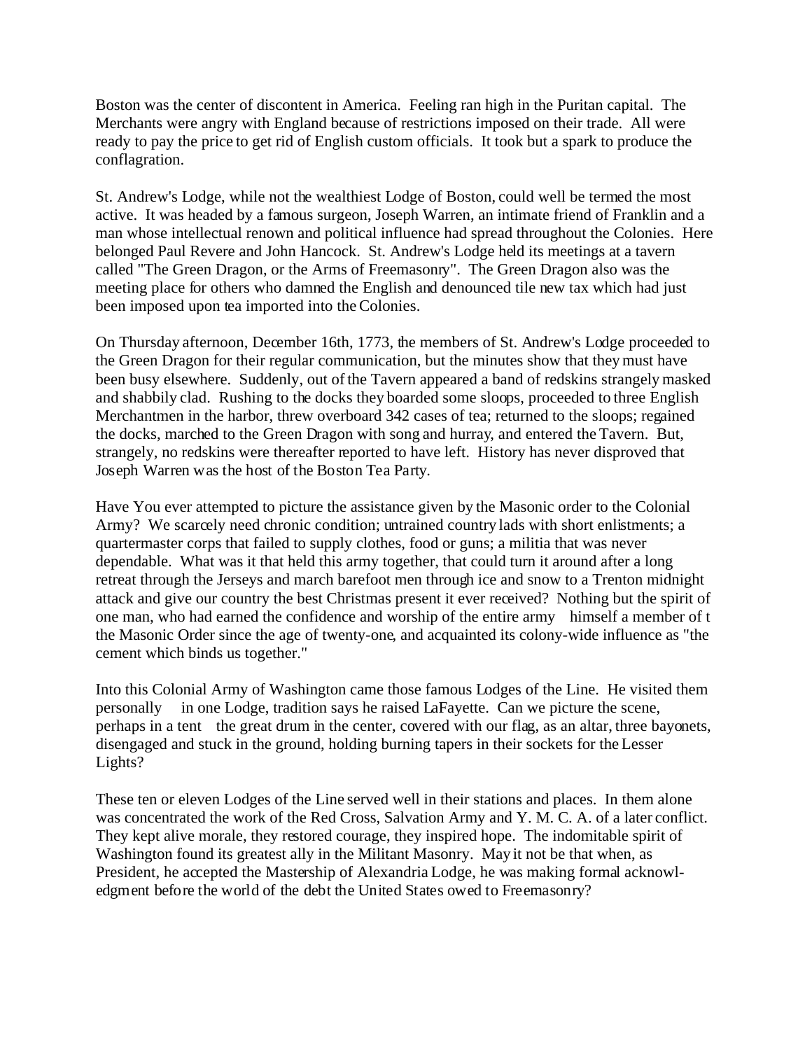Boston was the center of discontent in America. Feeling ran high in the Puritan capital. The Merchants were angry with England because of restrictions imposed on their trade. All were ready to pay the price to get rid of English custom officials. It took but a spark to produce the conflagration.

St. Andrew's Lodge, while not the wealthiest Lodge of Boston, could well be termed the most active. It was headed by a famous surgeon, Joseph Warren, an intimate friend of Franklin and a man whose intellectual renown and political influence had spread throughout the Colonies. Here belonged Paul Revere and John Hancock. St. Andrew's Lodge held its meetings at a tavern called "The Green Dragon, or the Arms of Freemasonry". The Green Dragon also was the meeting place for others who damned the English and denounced tile new tax which had just been imposed upon tea imported into the Colonies.

On Thursday afternoon, December 16th, 1773, the members of St. Andrew's Lodge proceeded to the Green Dragon for their regular communication, but the minutes show that they must have been busy elsewhere. Suddenly, out of the Tavern appeared a band of redskins strangely masked and shabbily clad. Rushing to the docks they boarded some sloops, proceeded to three English Merchantmen in the harbor, threw overboard 342 cases of tea; returned to the sloops; regained the docks, marched to the Green Dragon with song and hurray, and entered the Tavern. But, strangely, no redskins were thereafter reported to have left. History has never disproved that Joseph Warren was the host of the Boston Tea Party.

Have You ever attempted to picture the assistance given by the Masonic order to the Colonial Army? We scarcely need chronic condition; untrained country lads with short enlistments; a quartermaster corps that failed to supply clothes, food or guns; a militia that was never dependable. What was it that held this army together, that could turn it around after a long retreat through the Jerseys and march barefoot men through ice and snow to a Trenton midnight attack and give our country the best Christmas present it ever received? Nothing but the spirit of one man, who had earned the confidence and worship of the entire army himself a member of t the Masonic Order since the age of twenty-one, and acquainted its colony-wide influence as "the cement which binds us together."

Into this Colonial Army of Washington came those famous Lodges of the Line. He visited them personally in one Lodge, tradition says he raised LaFayette. Can we picture the scene, perhaps in a tent the great drum in the center, covered with our flag, as an altar, three bayonets, disengaged and stuck in the ground, holding burning tapers in their sockets for the Lesser Lights?

These ten or eleven Lodges of the Line served well in their stations and places. In them alone was concentrated the work of the Red Cross, Salvation Army and Y. M. C. A. of a later conflict. They kept alive morale, they restored courage, they inspired hope. The indomitable spirit of Washington found its greatest ally in the Militant Masonry. May it not be that when, as President, he accepted the Mastership of Alexandria Lodge, he was making formal acknowledgment before the world of the debt the United States owed to Freemasonry?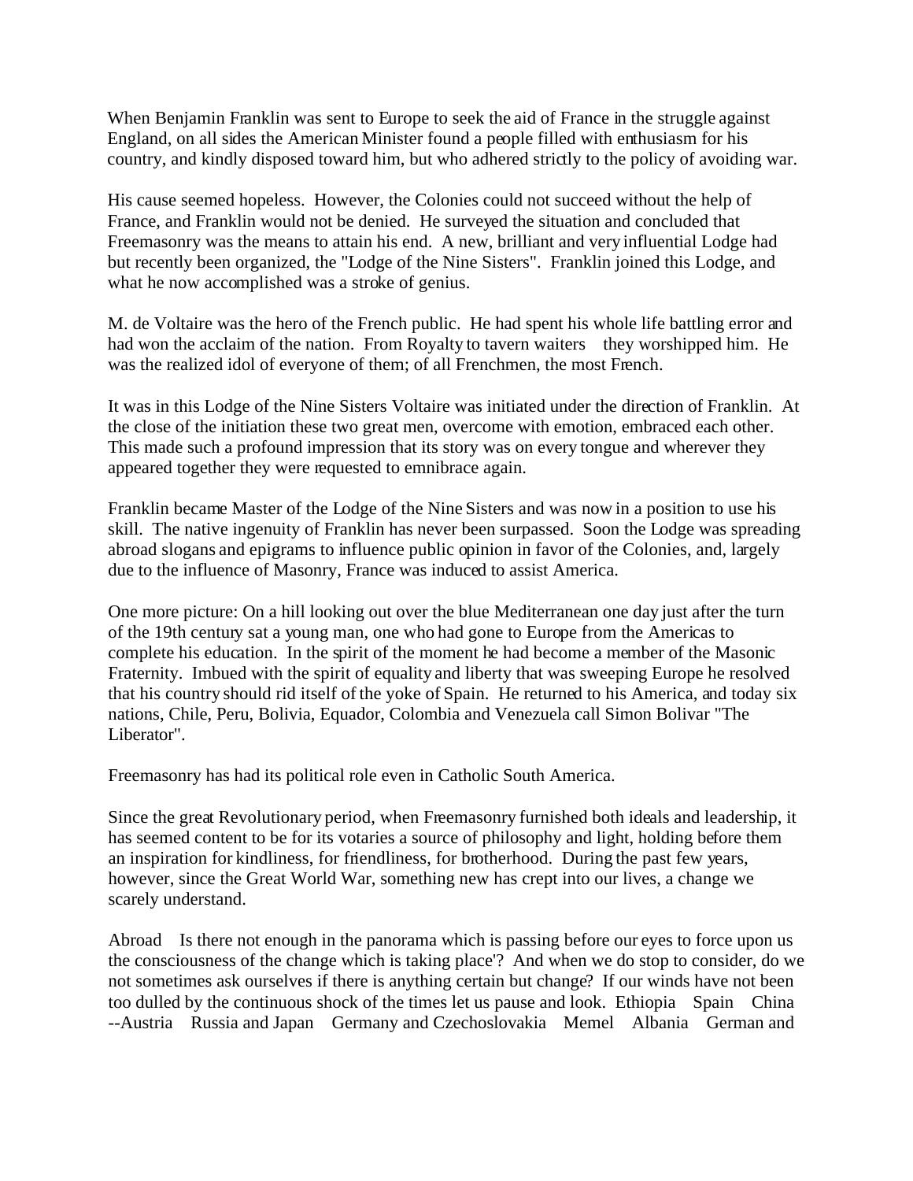When Benjamin Franklin was sent to Europe to seek the aid of France in the struggle against England, on all sides the American Minister found a people filled with enthusiasm for his country, and kindly disposed toward him, but who adhered strictly to the policy of avoiding war.

His cause seemed hopeless. However, the Colonies could not succeed without the help of France, and Franklin would not be denied. He surveyed the situation and concluded that Freemasonry was the means to attain his end. A new, brilliant and very influential Lodge had but recently been organized, the "Lodge of the Nine Sisters". Franklin joined this Lodge, and what he now accomplished was a stroke of genius.

M. de Voltaire was the hero of the French public. He had spent his whole life battling error and had won the acclaim of the nation. From Royalty to tavern waiters they worshipped him. He was the realized idol of everyone of them; of all Frenchmen, the most French.

It was in this Lodge of the Nine Sisters Voltaire was initiated under the direction of Franklin. At the close of the initiation these two great men, overcome with emotion, embraced each other. This made such a profound impression that its story was on every tongue and wherever they appeared together they were requested to emnibrace again.

Franklin became Master of the Lodge of the Nine Sisters and was now in a position to use his skill. The native ingenuity of Franklin has never been surpassed. Soon the Lodge was spreading abroad slogans and epigrams to influence public opinion in favor of the Colonies, and, largely due to the influence of Masonry, France was induced to assist America.

One more picture: On a hill looking out over the blue Mediterranean one day just after the turn of the 19th century sat a young man, one who had gone to Europe from the Americas to complete his education. In the spirit of the moment he had become a member of the Masonic Fraternity. Imbued with the spirit of equality and liberty that was sweeping Europe he resolved that his country should rid itself of the yoke of Spain. He returned to his America, and today six nations, Chile, Peru, Bolivia, Equador, Colombia and Venezuela call Simon Bolivar "The Liberator".

Freemasonry has had its political role even in Catholic South America.

Since the great Revolutionary period, when Freemasonry furnished both ideals and leadership, it has seemed content to be for its votaries a source of philosophy and light, holding before them an inspiration for kindliness, for friendliness, for brotherhood. During the past few years, however, since the Great World War, something new has crept into our lives, a change we scarely understand.

Abroad Is there not enough in the panorama which is passing before our eyes to force upon us the consciousness of the change which is taking place'? And when we do stop to consider, do we not sometimes ask ourselves if there is anything certain but change? If our winds have not been too dulled by the continuous shock of the times let us pause and look. Ethiopia Spain China --Austria Russia and Japan Germany and Czechoslovakia Memel Albania German and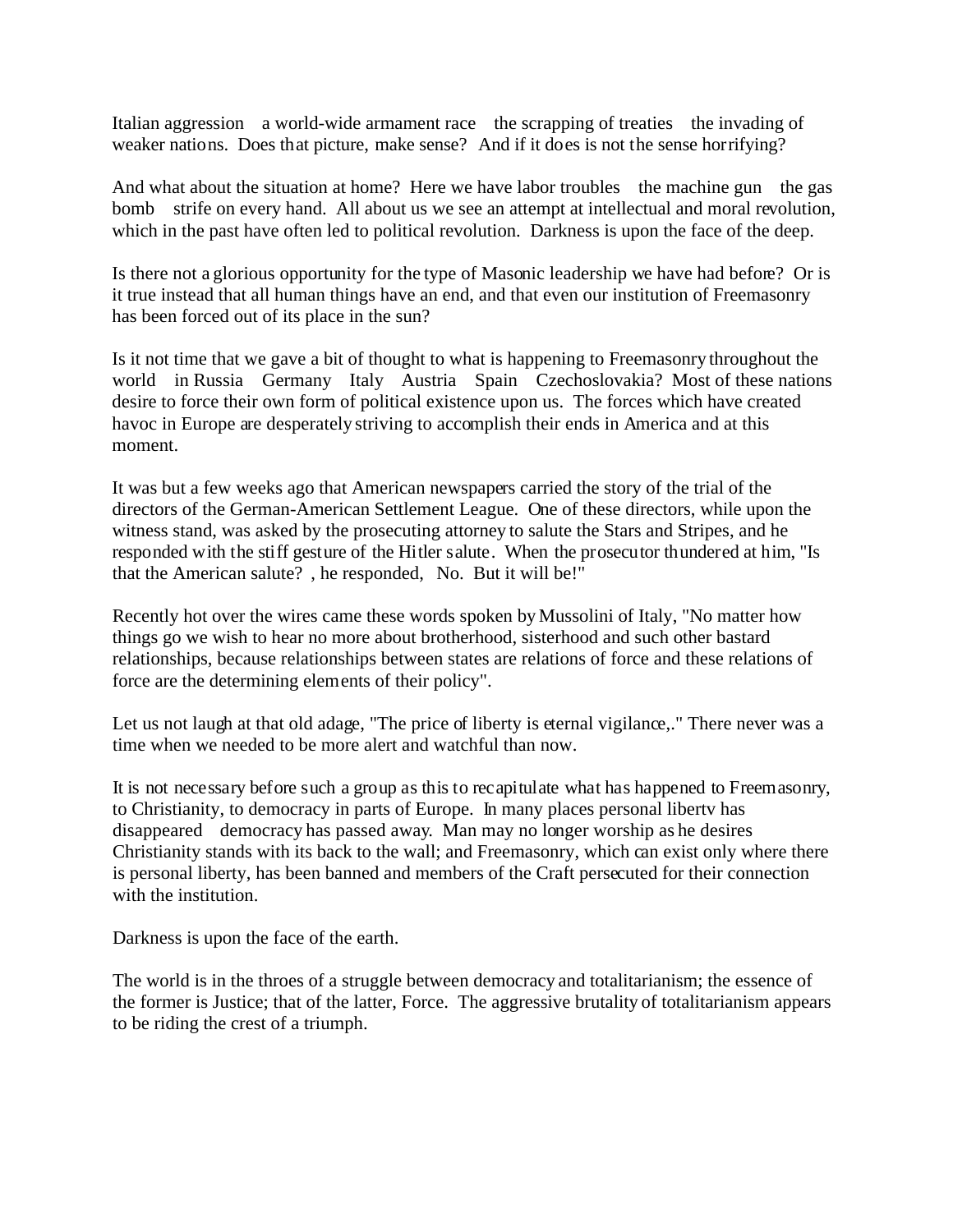Italian aggression a world-wide armament race the scrapping of treaties the invading of weaker nations. Does that picture, make sense? And if it does is not the sense horrifying?

And what about the situation at home? Here we have labor troubles the machine gun the gas bomb strife on every hand. All about us we see an attempt at intellectual and moral revolution, which in the past have often led to political revolution. Darkness is upon the face of the deep.

Is there not a glorious opportunity for the type of Masonic leadership we have had before? Or is it true instead that all human things have an end, and that even our institution of Freemasonry has been forced out of its place in the sun?

Is it not time that we gave a bit of thought to what is happening to Freemasonry throughout the world in Russia Germany Italy Austria Spain Czechoslovakia? Most of these nations desire to force their own form of political existence upon us. The forces which have created havoc in Europe are desperately striving to accomplish their ends in America and at this moment.

It was but a few weeks ago that American newspapers carried the story of the trial of the directors of the German-American Settlement League. One of these directors, while upon the witness stand, was asked by the prosecuting attorney to salute the Stars and Stripes, and he responded with the stiff gesture of the Hitler salute. When the prosecutor thundered at him, "Is that the American salute? , he responded, No. But it will be!"

Recently hot over the wires came these words spoken by Mussolini of Italy, "No matter how things go we wish to hear no more about brotherhood, sisterhood and such other bastard relationships, because relationships between states are relations of force and these relations of force are the determining elements of their policy".

Let us not laugh at that old adage, "The price of liberty is eternal vigilance,." There never was a time when we needed to be more alert and watchful than now.

It is not necessary before such a group as this to recapitulate what has happened to Freemasonry, to Christianity, to democracy in parts of Europe. In many places personal libertv has disappeared democracy has passed away. Man may no longer worship as he desires Christianity stands with its back to the wall; and Freemasonry, which can exist only where there is personal liberty, has been banned and members of the Craft persecuted for their connection with the institution.

Darkness is upon the face of the earth.

The world is in the throes of a struggle between democracy and totalitarianism; the essence of the former is Justice; that of the latter, Force. The aggressive brutality of totalitarianism appears to be riding the crest of a triumph.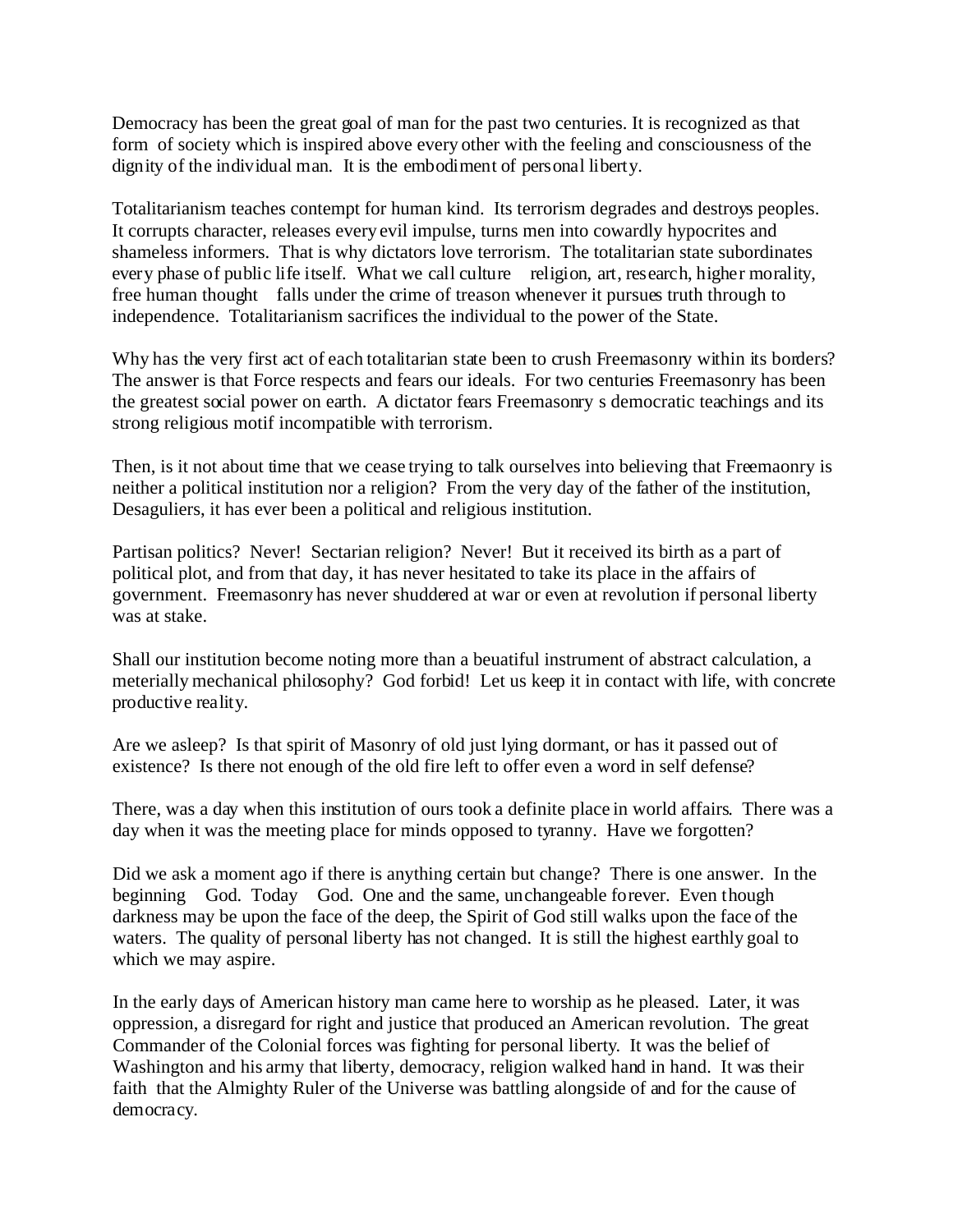Democracy has been the great goal of man for the past two centuries. It is recognized as that form of society which is inspired above every other with the feeling and consciousness of the dignity of the individual man. It is the embodiment of personal liberty.

Totalitarianism teaches contempt for human kind. Its terrorism degrades and destroys peoples. It corrupts character, releases every evil impulse, turns men into cowardly hypocrites and shameless informers. That is why dictators love terrorism. The totalitarian state subordinates every phase of public life itself. What we call culture religion, art, research, higher morality, free human thought falls under the crime of treason whenever it pursues truth through to independence. Totalitarianism sacrifices the individual to the power of the State.

Why has the very first act of each totalitarian state been to crush Freemasonry within its borders? The answer is that Force respects and fears our ideals. For two centuries Freemasonry has been the greatest social power on earth. A dictator fears Freemasonry s democratic teachings and its strong religious motif incompatible with terrorism.

Then, is it not about time that we cease trying to talk ourselves into believing that Freemaonry is neither a political institution nor a religion? From the very day of the father of the institution, Desaguliers, it has ever been a political and religious institution.

Partisan politics? Never! Sectarian religion? Never! But it received its birth as a part of political plot, and from that day, it has never hesitated to take its place in the affairs of government. Freemasonry has never shuddered at war or even at revolution if personal liberty was at stake.

Shall our institution become noting more than a beuatiful instrument of abstract calculation, a meterially mechanical philosophy? God forbid! Let us keep it in contact with life, with concrete productive reality.

Are we asleep? Is that spirit of Masonry of old just lying dormant, or has it passed out of existence? Is there not enough of the old fire left to offer even a word in self defense?

There, was a day when this institution of ours took a definite place in world affairs. There was a day when it was the meeting place for minds opposed to tyranny. Have we forgotten?

Did we ask a moment ago if there is anything certain but change? There is one answer. In the beginning God. Today God. One and the same, unchangeable forever. Even though darkness may be upon the face of the deep, the Spirit of God still walks upon the face of the waters. The quality of personal liberty has not changed. It is still the highest earthly goal to which we may aspire.

In the early days of American history man came here to worship as he pleased. Later, it was oppression, a disregard for right and justice that produced an American revolution. The great Commander of the Colonial forces was fighting for personal liberty. It was the belief of Washington and his army that liberty, democracy, religion walked hand in hand. It was their faith that the Almighty Ruler of the Universe was battling alongside of and for the cause of democracy.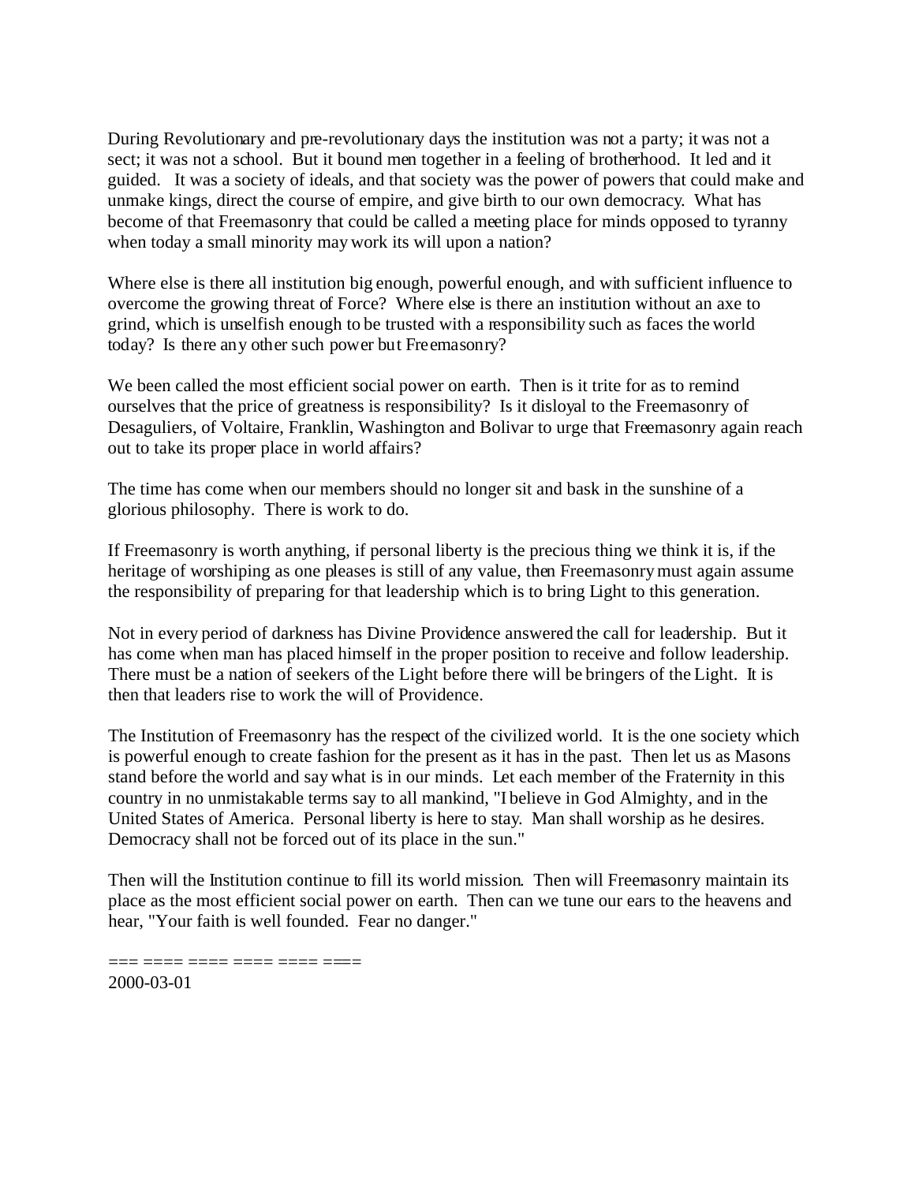During Revolutionary and pre-revolutionary days the institution was not a party; it was not a sect; it was not a school. But it bound men together in a feeling of brotherhood. It led and it guided. It was a society of ideals, and that society was the power of powers that could make and unmake kings, direct the course of empire, and give birth to our own democracy. What has become of that Freemasonry that could be called a meeting place for minds opposed to tyranny when today a small minority may work its will upon a nation?

Where else is there all institution big enough, powerful enough, and with sufficient influence to overcome the growing threat of Force? Where else is there an institution without an axe to grind, which is unselfish enough to be trusted with a responsibility such as faces the world today? Is there any other such power but Freemasonry?

We been called the most efficient social power on earth. Then is it trite for as to remind ourselves that the price of greatness is responsibility? Is it disloyal to the Freemasonry of Desaguliers, of Voltaire, Franklin, Washington and Bolivar to urge that Freemasonry again reach out to take its proper place in world affairs?

The time has come when our members should no longer sit and bask in the sunshine of a glorious philosophy. There is work to do.

If Freemasonry is worth anything, if personal liberty is the precious thing we think it is, if the heritage of worshiping as one pleases is still of any value, then Freemasonry must again assume the responsibility of preparing for that leadership which is to bring Light to this generation.

Not in every period of darkness has Divine Providence answered the call for leadership. But it has come when man has placed himself in the proper position to receive and follow leadership. There must be a nation of seekers of the Light before there will be bringers of the Light. It is then that leaders rise to work the will of Providence.

The Institution of Freemasonry has the respect of the civilized world. It is the one society which is powerful enough to create fashion for the present as it has in the past. Then let us as Masons stand before the world and say what is in our minds. Let each member of the Fraternity in this country in no unmistakable terms say to all mankind, "I believe in God Almighty, and in the United States of America. Personal liberty is here to stay. Man shall worship as he desires. Democracy shall not be forced out of its place in the sun."

Then will the Institution continue to fill its world mission. Then will Freemasonry maintain its place as the most efficient social power on earth. Then can we tune our ears to the heavens and hear, "Your faith is well founded. Fear no danger."

=== ==== ==== ==== ==== ====
2000-03-01